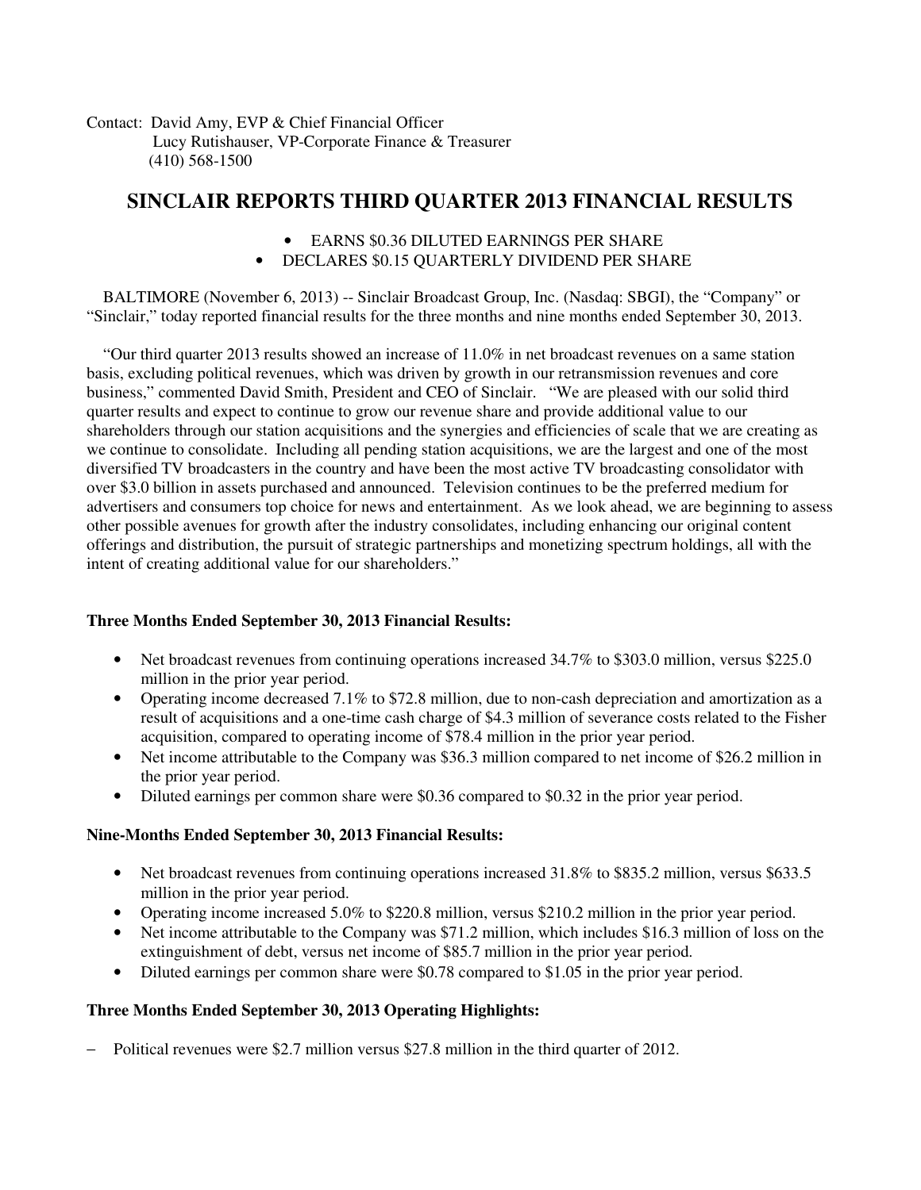Contact: David Amy, EVP & Chief Financial Officer
Lucy Rutishauser, VP-Corporate Finance & Treasurer
(410) 568-1500

# SINCLAIR REPORTS THIRD QUARTER 2013 FINANCIAL RESULTS

- EARNS $0.36 DILUTED EARNINGS PER SHARE
- DECLARES $0.15 QUARTERLY DIVIDEND PER SHARE

BALTIMORE (November 6, 2013) -- Sinclair Broadcast Group, Inc. (Nasdaq: SBGI), the "Company" or "Sinclair," today reported financial results for the three months and nine months ended September 30, 2013.

"Our third quarter 2013 results showed an increase of 11.0% in net broadcast revenues on a same station basis, excluding political revenues, which was driven by growth in our retransmission revenues and core business," commented David Smith, President and CEO of Sinclair. "We are pleased with our solid third quarter results and expect to continue to grow our revenue share and provide additional value to our shareholders through our station acquisitions and the synergies and efficiencies of scale that we are creating as we continue to consolidate. Including all pending station acquisitions, we are the largest and one of the most diversified TV broadcasters in the country and have been the most active TV broadcasting consolidator with over $3.0 billion in assets purchased and announced. Television continues to be the preferred medium for advertisers and consumers top choice for news and entertainment. As we look ahead, we are beginning to assess other possible avenues for growth after the industry consolidates, including enhancing our original content offerings and distribution, the pursuit of strategic partnerships and monetizing spectrum holdings, all with the intent of creating additional value for our shareholders."

**Three Months Ended September 30, 2013 Financial Results:**

- Net broadcast revenues from continuing operations increased 34.7% to $303.0 million, versus $225.0 million in the prior year period.
- Operating income decreased 7.1% to $72.8 million, due to non-cash depreciation and amortization as a result of acquisitions and a one-time cash charge of $4.3 million of severance costs related to the Fisher acquisition, compared to operating income of $78.4 million in the prior year period.
- Net income attributable to the Company was $36.3 million compared to net income of $26.2 million in the prior year period.
- Diluted earnings per common share were $0.36 compared to $0.32 in the prior year period.

**Nine-Months Ended September 30, 2013 Financial Results:**

- Net broadcast revenues from continuing operations increased 31.8% to $835.2 million, versus $633.5 million in the prior year period.
- Operating income increased 5.0% to $220.8 million, versus $210.2 million in the prior year period.
- Net income attributable to the Company was $71.2 million, which includes $16.3 million of loss on the extinguishment of debt, versus net income of $85.7 million in the prior year period.
- Diluted earnings per common share were $0.78 compared to $1.05 in the prior year period.

**Three Months Ended September 30, 2013 Operating Highlights:**

- Political revenues were $2.7 million versus $27.8 million in the third quarter of 2012.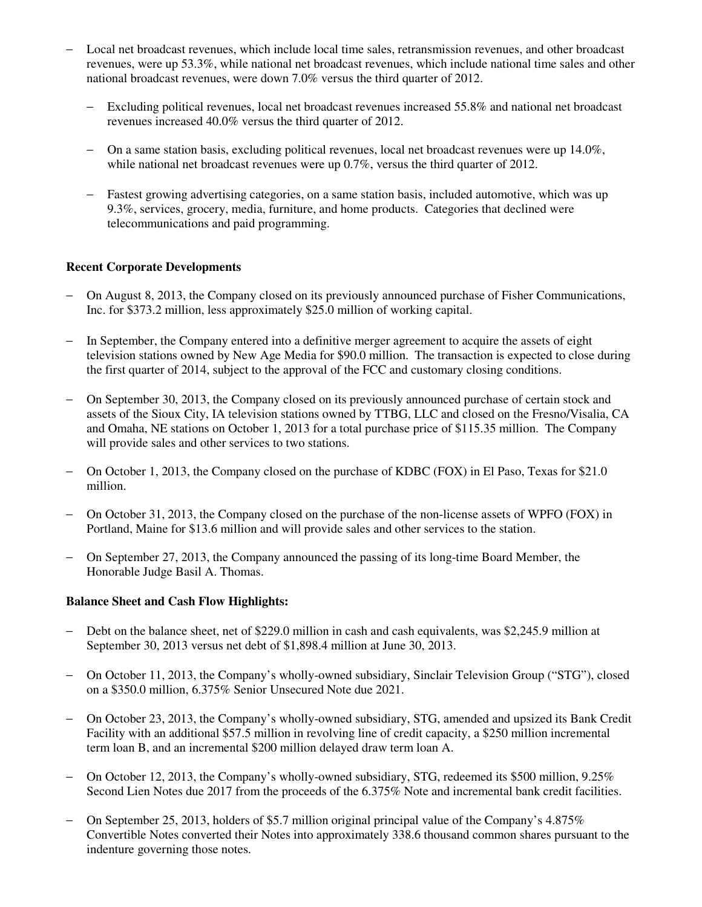- Local net broadcast revenues, which include local time sales, retransmission revenues, and other broadcast revenues, were up 53.3%, while national net broadcast revenues, which include national time sales and other national broadcast revenues, were down 7.0% versus the third quarter of 2012.
  - Excluding political revenues, local net broadcast revenues increased 55.8% and national net broadcast revenues increased 40.0% versus the third quarter of 2012.
  - On a same station basis, excluding political revenues, local net broadcast revenues were up 14.0%, while national net broadcast revenues were up 0.7%, versus the third quarter of 2012.
  - Fastest growing advertising categories, on a same station basis, included automotive, which was up 9.3%, services, grocery, media, furniture, and home products. Categories that declined were telecommunications and paid programming.

**Recent Corporate Developments**

- On August 8, 2013, the Company closed on its previously announced purchase of Fisher Communications, Inc. for $373.2 million, less approximately $25.0 million of working capital.
- In September, the Company entered into a definitive merger agreement to acquire the assets of eight television stations owned by New Age Media for $90.0 million. The transaction is expected to close during the first quarter of 2014, subject to the approval of the FCC and customary closing conditions.
- On September 30, 2013, the Company closed on its previously announced purchase of certain stock and assets of the Sioux City, IA television stations owned by TTBG, LLC and closed on the Fresno/Visalia, CA and Omaha, NE stations on October 1, 2013 for a total purchase price of $115.35 million. The Company will provide sales and other services to two stations.
- On October 1, 2013, the Company closed on the purchase of KDBC (FOX) in El Paso, Texas for $21.0 million.
- On October 31, 2013, the Company closed on the purchase of the non-license assets of WPFO (FOX) in Portland, Maine for $13.6 million and will provide sales and other services to the station.
- On September 27, 2013, the Company announced the passing of its long-time Board Member, the Honorable Judge Basil A. Thomas.

**Balance Sheet and Cash Flow Highlights:**

- Debt on the balance sheet, net of $229.0 million in cash and cash equivalents, was $2,245.9 million at September 30, 2013 versus net debt of $1,898.4 million at June 30, 2013.
- On October 11, 2013, the Company's wholly-owned subsidiary, Sinclair Television Group ("STG"), closed on a $350.0 million, 6.375% Senior Unsecured Note due 2021.
- On October 23, 2013, the Company's wholly-owned subsidiary, STG, amended and upsized its Bank Credit Facility with an additional $57.5 million in revolving line of credit capacity, a $250 million incremental term loan B, and an incremental $200 million delayed draw term loan A.
- On October 12, 2013, the Company's wholly-owned subsidiary, STG, redeemed its $500 million, 9.25% Second Lien Notes due 2017 from the proceeds of the 6.375% Note and incremental bank credit facilities.
- On September 25, 2013, holders of $5.7 million original principal value of the Company's 4.875% Convertible Notes converted their Notes into approximately 338.6 thousand common shares pursuant to the indenture governing those notes.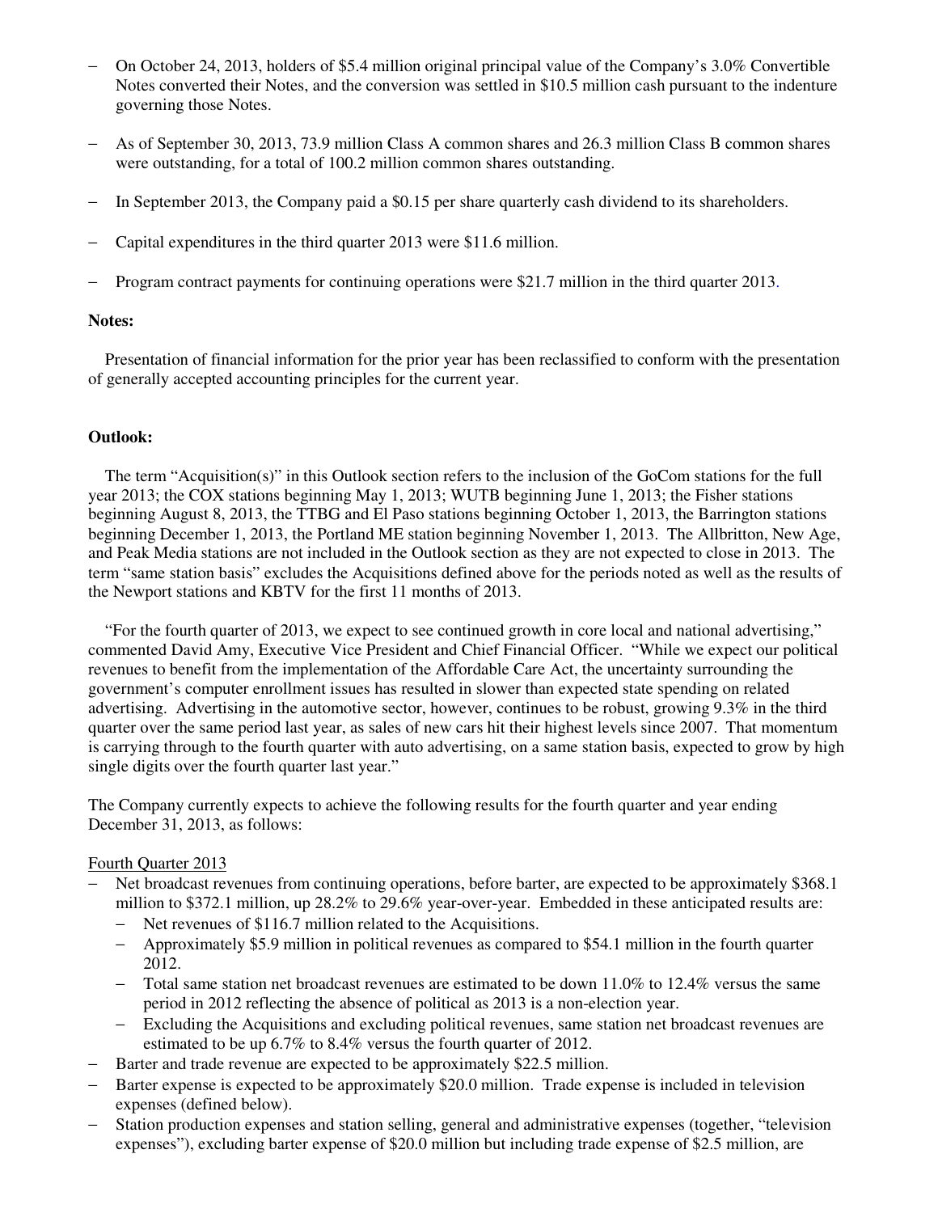- On October 24, 2013, holders of $5.4 million original principal value of the Company's 3.0% Convertible Notes converted their Notes, and the conversion was settled in $10.5 million cash pursuant to the indenture governing those Notes.
- As of September 30, 2013, 73.9 million Class A common shares and 26.3 million Class B common shares were outstanding, for a total of 100.2 million common shares outstanding.
- In September 2013, the Company paid a $0.15 per share quarterly cash dividend to its shareholders.
- Capital expenditures in the third quarter 2013 were $11.6 million.
- Program contract payments for continuing operations were $21.7 million in the third quarter 2013.

**Notes:**

Presentation of financial information for the prior year has been reclassified to conform with the presentation of generally accepted accounting principles for the current year.

**Outlook:**

The term "Acquisition(s)" in this Outlook section refers to the inclusion of the GoCom stations for the full year 2013; the COX stations beginning May 1, 2013; WUTB beginning June 1, 2013; the Fisher stations beginning August 8, 2013, the TTBG and El Paso stations beginning October 1, 2013, the Barrington stations beginning December 1, 2013, the Portland ME station beginning November 1, 2013. The Allbritton, New Age, and Peak Media stations are not included in the Outlook section as they are not expected to close in 2013. The term "same station basis" excludes the Acquisitions defined above for the periods noted as well as the results of the Newport stations and KBTV for the first 11 months of 2013.

"For the fourth quarter of 2013, we expect to see continued growth in core local and national advertising," commented David Amy, Executive Vice President and Chief Financial Officer. "While we expect our political revenues to benefit from the implementation of the Affordable Care Act, the uncertainty surrounding the government's computer enrollment issues has resulted in slower than expected state spending on related advertising. Advertising in the automotive sector, however, continues to be robust, growing 9.3% in the third quarter over the same period last year, as sales of new cars hit their highest levels since 2007. That momentum is carrying through to the fourth quarter with auto advertising, on a same station basis, expected to grow by high single digits over the fourth quarter last year."

The Company currently expects to achieve the following results for the fourth quarter and year ending December 31, 2013, as follows:

Fourth Quarter 2013

- Net broadcast revenues from continuing operations, before barter, are expected to be approximately $368.1 million to $372.1 million, up 28.2% to 29.6% year-over-year. Embedded in these anticipated results are:
  - Net revenues of $116.7 million related to the Acquisitions.
  - Approximately $5.9 million in political revenues as compared to $54.1 million in the fourth quarter 2012.
  - Total same station net broadcast revenues are estimated to be down 11.0% to 12.4% versus the same period in 2012 reflecting the absence of political as 2013 is a non-election year.
  - Excluding the Acquisitions and excluding political revenues, same station net broadcast revenues are estimated to be up 6.7% to 8.4% versus the fourth quarter of 2012.
- Barter and trade revenue are expected to be approximately $22.5 million.
- Barter expense is expected to be approximately $20.0 million. Trade expense is included in television expenses (defined below).
- Station production expenses and station selling, general and administrative expenses (together, "television expenses"), excluding barter expense of $20.0 million but including trade expense of $2.5 million, are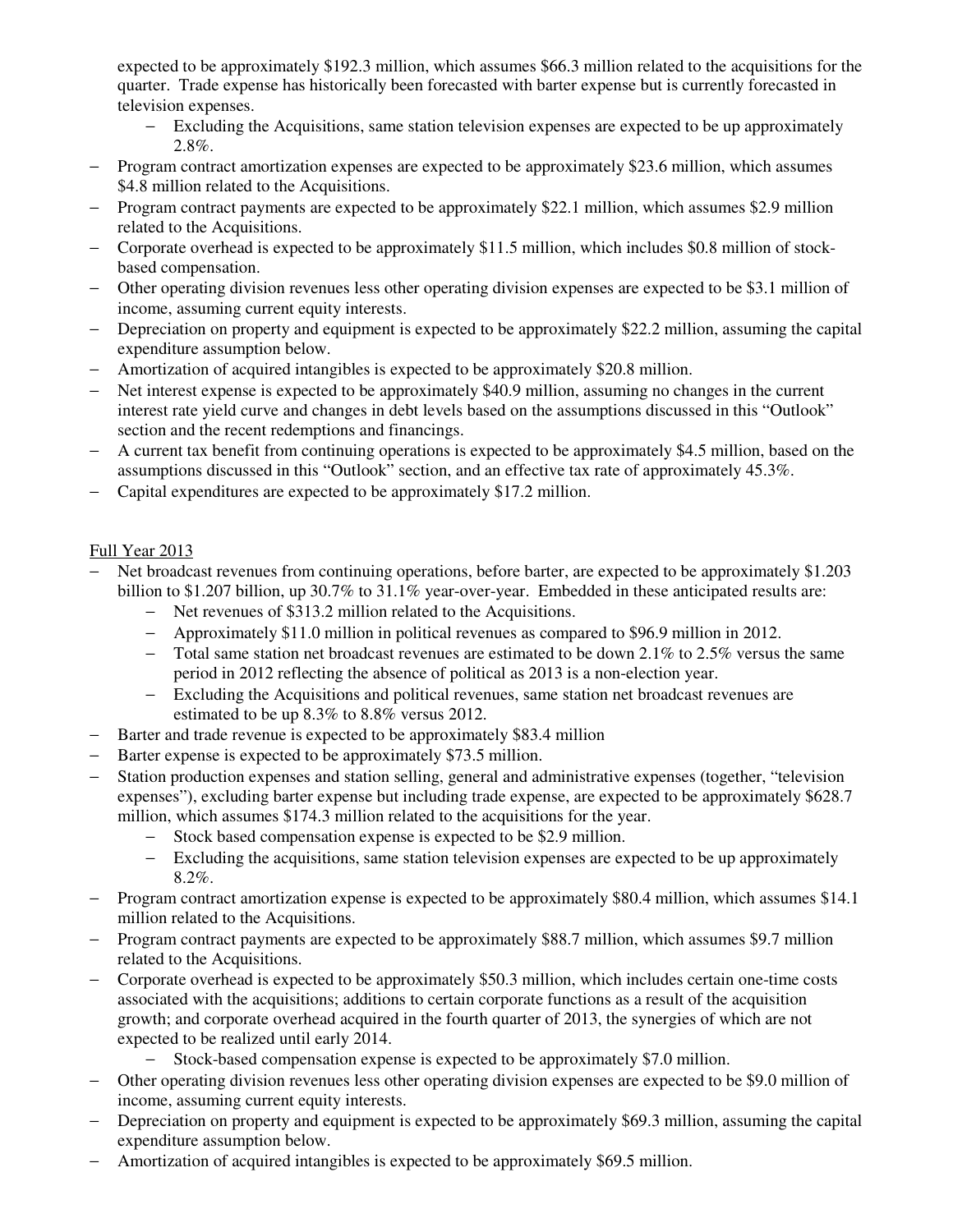expected to be approximately $192.3 million, which assumes $66.3 million related to the acquisitions for the quarter. Trade expense has historically been forecasted with barter expense but is currently forecasted in television expenses.

  - Excluding the Acquisitions, same station television expenses are expected to be up approximately 2.8%.
- Program contract amortization expenses are expected to be approximately $23.6 million, which assumes $4.8 million related to the Acquisitions.
- Program contract payments are expected to be approximately $22.1 million, which assumes $2.9 million related to the Acquisitions.
- Corporate overhead is expected to be approximately $11.5 million, which includes $0.8 million of stock-based compensation.
- Other operating division revenues less other operating division expenses are expected to be $3.1 million of income, assuming current equity interests.
- Depreciation on property and equipment is expected to be approximately $22.2 million, assuming the capital expenditure assumption below.
- Amortization of acquired intangibles is expected to be approximately $20.8 million.
- Net interest expense is expected to be approximately $40.9 million, assuming no changes in the current interest rate yield curve and changes in debt levels based on the assumptions discussed in this "Outlook" section and the recent redemptions and financings.
- A current tax benefit from continuing operations is expected to be approximately $4.5 million, based on the assumptions discussed in this "Outlook" section, and an effective tax rate of approximately 45.3%.
- Capital expenditures are expected to be approximately $17.2 million.

Full Year 2013

- Net broadcast revenues from continuing operations, before barter, are expected to be approximately $1.203 billion to $1.207 billion, up 30.7% to 31.1% year-over-year. Embedded in these anticipated results are:
  - Net revenues of $313.2 million related to the Acquisitions.
  - Approximately $11.0 million in political revenues as compared to $96.9 million in 2012.
  - Total same station net broadcast revenues are estimated to be down 2.1% to 2.5% versus the same period in 2012 reflecting the absence of political as 2013 is a non-election year.
  - Excluding the Acquisitions and political revenues, same station net broadcast revenues are estimated to be up 8.3% to 8.8% versus 2012.
- Barter and trade revenue is expected to be approximately $83.4 million
- Barter expense is expected to be approximately $73.5 million.
- Station production expenses and station selling, general and administrative expenses (together, "television expenses"), excluding barter expense but including trade expense, are expected to be approximately $628.7 million, which assumes $174.3 million related to the acquisitions for the year.
  - Stock based compensation expense is expected to be $2.9 million.
  - Excluding the acquisitions, same station television expenses are expected to be up approximately 8.2%.
- Program contract amortization expense is expected to be approximately $80.4 million, which assumes $14.1 million related to the Acquisitions.
- Program contract payments are expected to be approximately $88.7 million, which assumes $9.7 million related to the Acquisitions.
- Corporate overhead is expected to be approximately $50.3 million, which includes certain one-time costs associated with the acquisitions; additions to certain corporate functions as a result of the acquisition growth; and corporate overhead acquired in the fourth quarter of 2013, the synergies of which are not expected to be realized until early 2014.
  - Stock-based compensation expense is expected to be approximately $7.0 million.
- Other operating division revenues less other operating division expenses are expected to be $9.0 million of income, assuming current equity interests.
- Depreciation on property and equipment is expected to be approximately $69.3 million, assuming the capital expenditure assumption below.
- Amortization of acquired intangibles is expected to be approximately $69.5 million.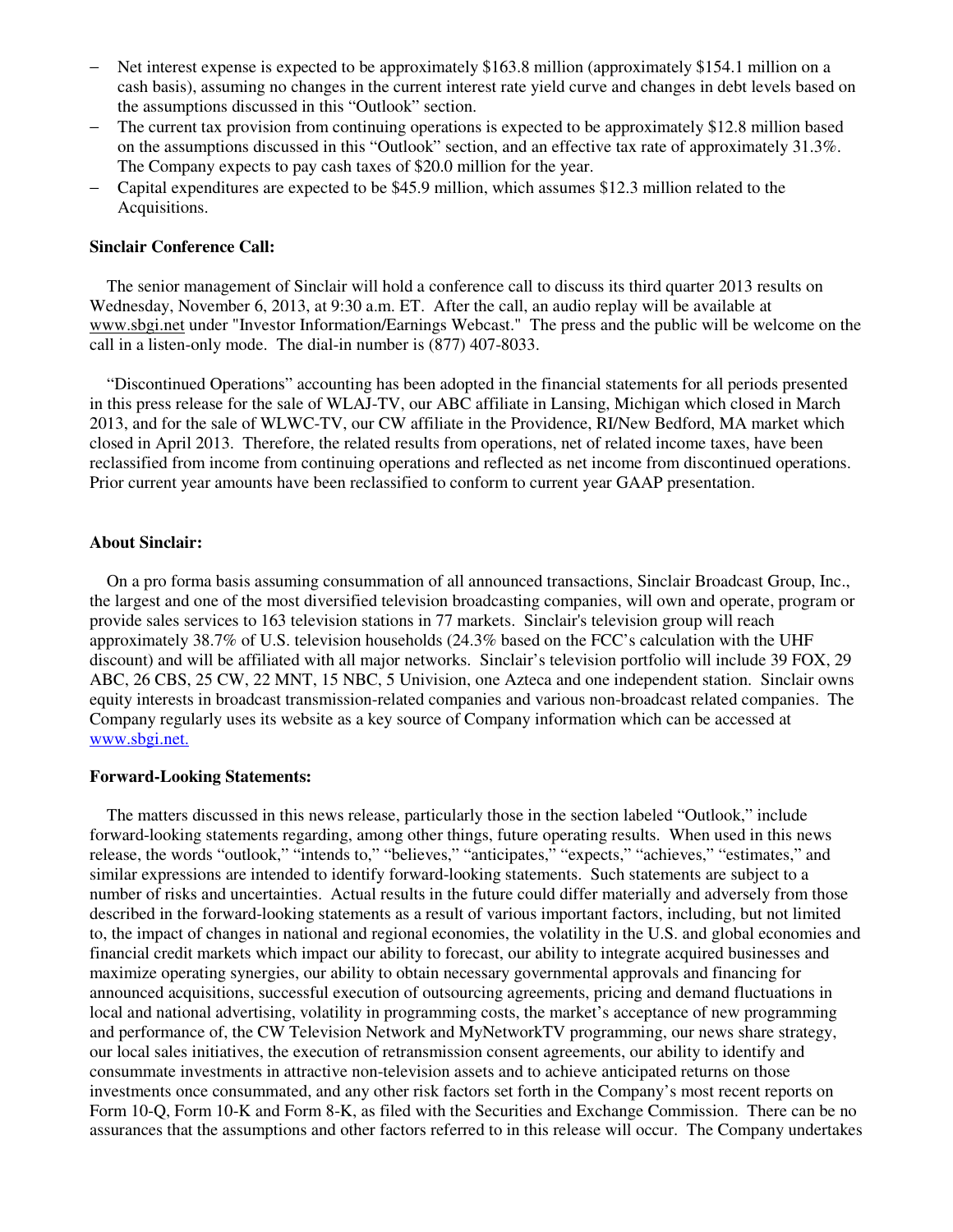- Net interest expense is expected to be approximately $163.8 million (approximately $154.1 million on a cash basis), assuming no changes in the current interest rate yield curve and changes in debt levels based on the assumptions discussed in this "Outlook" section.
- The current tax provision from continuing operations is expected to be approximately $12.8 million based on the assumptions discussed in this "Outlook" section, and an effective tax rate of approximately 31.3%. The Company expects to pay cash taxes of $20.0 million for the year.
- Capital expenditures are expected to be $45.9 million, which assumes $12.3 million related to the Acquisitions.

**Sinclair Conference Call:**

The senior management of Sinclair will hold a conference call to discuss its third quarter 2013 results on Wednesday, November 6, 2013, at 9:30 a.m. ET. After the call, an audio replay will be available at www.sbgi.net under "Investor Information/Earnings Webcast." The press and the public will be welcome on the call in a listen-only mode. The dial-in number is (877) 407-8033.

"Discontinued Operations" accounting has been adopted in the financial statements for all periods presented in this press release for the sale of WLAJ-TV, our ABC affiliate in Lansing, Michigan which closed in March 2013, and for the sale of WLWC-TV, our CW affiliate in the Providence, RI/New Bedford, MA market which closed in April 2013. Therefore, the related results from operations, net of related income taxes, have been reclassified from income from continuing operations and reflected as net income from discontinued operations. Prior current year amounts have been reclassified to conform to current year GAAP presentation.

**About Sinclair:**

On a pro forma basis assuming consummation of all announced transactions, Sinclair Broadcast Group, Inc., the largest and one of the most diversified television broadcasting companies, will own and operate, program or provide sales services to 163 television stations in 77 markets. Sinclair's television group will reach approximately 38.7% of U.S. television households (24.3% based on the FCC's calculation with the UHF discount) and will be affiliated with all major networks. Sinclair's television portfolio will include 39 FOX, 29 ABC, 26 CBS, 25 CW, 22 MNT, 15 NBC, 5 Univision, one Azteca and one independent station. Sinclair owns equity interests in broadcast transmission-related companies and various non-broadcast related companies. The Company regularly uses its website as a key source of Company information which can be accessed at www.sbgi.net.

**Forward-Looking Statements:**

The matters discussed in this news release, particularly those in the section labeled "Outlook," include forward-looking statements regarding, among other things, future operating results. When used in this news release, the words "outlook," "intends to," "believes," "anticipates," "expects," "achieves," "estimates," and similar expressions are intended to identify forward-looking statements. Such statements are subject to a number of risks and uncertainties. Actual results in the future could differ materially and adversely from those described in the forward-looking statements as a result of various important factors, including, but not limited to, the impact of changes in national and regional economies, the volatility in the U.S. and global economies and financial credit markets which impact our ability to forecast, our ability to integrate acquired businesses and maximize operating synergies, our ability to obtain necessary governmental approvals and financing for announced acquisitions, successful execution of outsourcing agreements, pricing and demand fluctuations in local and national advertising, volatility in programming costs, the market's acceptance of new programming and performance of, the CW Television Network and MyNetworkTV programming, our news share strategy, our local sales initiatives, the execution of retransmission consent agreements, our ability to identify and consummate investments in attractive non-television assets and to achieve anticipated returns on those investments once consummated, and any other risk factors set forth in the Company's most recent reports on Form 10-Q, Form 10-K and Form 8-K, as filed with the Securities and Exchange Commission. There can be no assurances that the assumptions and other factors referred to in this release will occur. The Company undertakes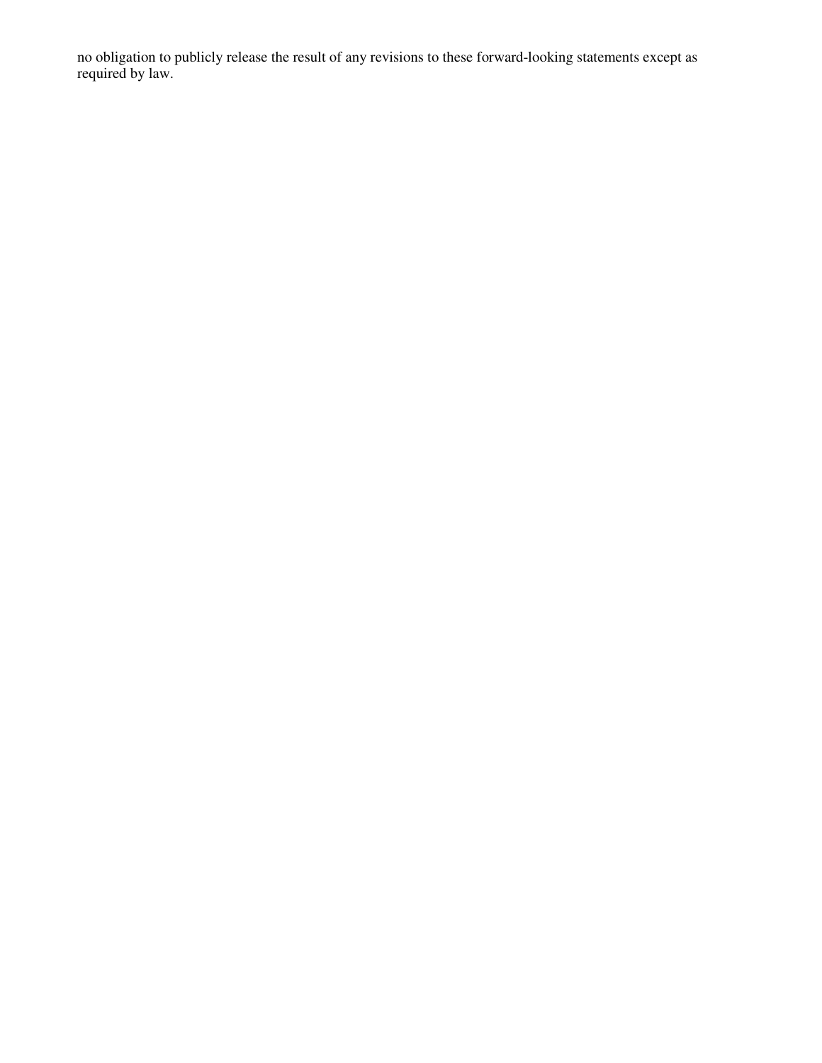no obligation to publicly release the result of any revisions to these forward-looking statements except as required by law.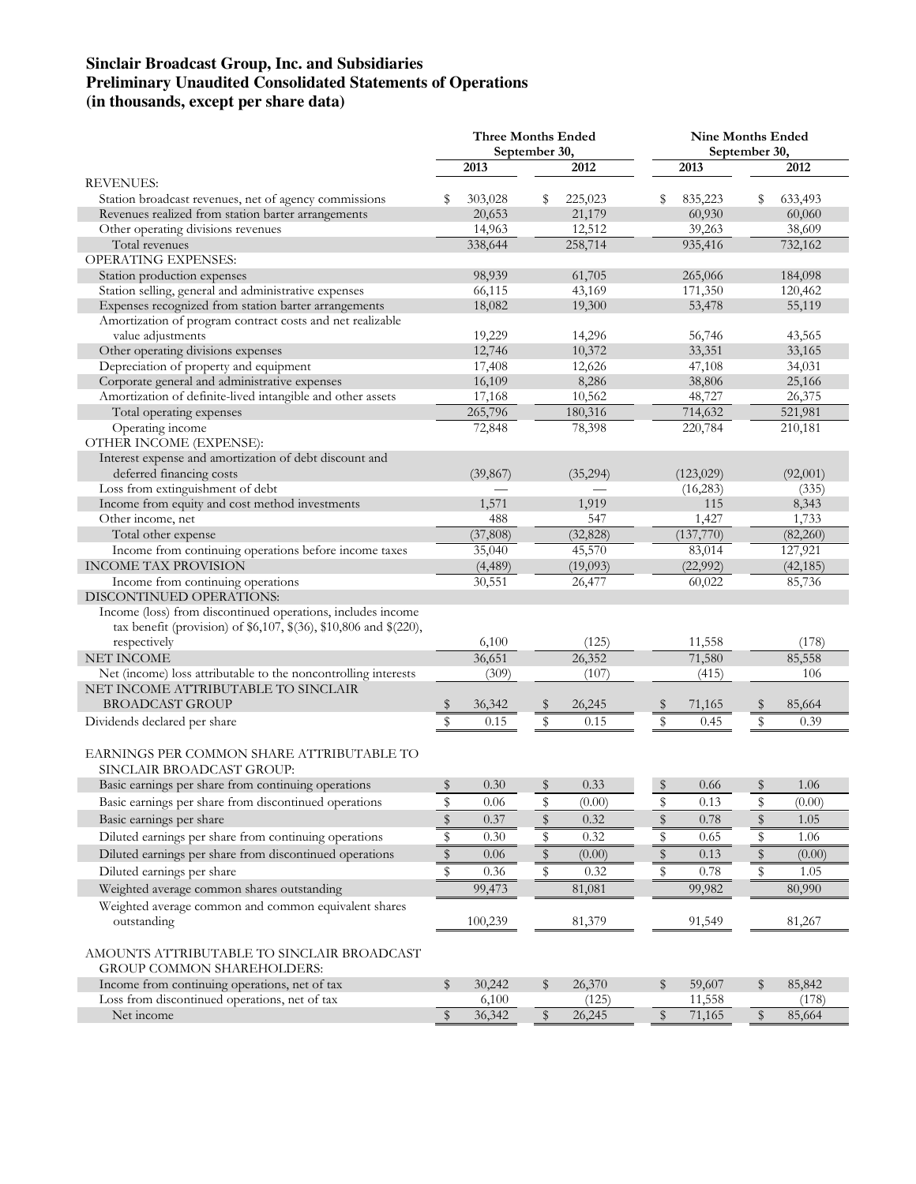# Sinclair Broadcast Group, Inc. and Subsidiaries
# Preliminary Unaudited Consolidated Statements of Operations
# (in thousands, except per share data)

| | Three Months Ended September 30, | | Nine Months Ended September 30, | |
|---|---|---|---|---|
| | 2013 | 2012 | 2013 | 2012 |
| REVENUES: | | | | |
| Station broadcast revenues, net of agency commissions | $ 303,028 | $ 225,023 | $ 835,223 | $ 633,493 |
| Revenues realized from station barter arrangements | 20,653 | 21,179 | 60,930 | 60,060 |
| Other operating divisions revenues | 14,963 | 12,512 | 39,263 | 38,609 |
| Total revenues | 338,644 | 258,714 | 935,416 | 732,162 |
| OPERATING EXPENSES: | | | | |
| Station production expenses | 98,939 | 61,705 | 265,066 | 184,098 |
| Station selling, general and administrative expenses | 66,115 | 43,169 | 171,350 | 120,462 |
| Expenses recognized from station barter arrangements | 18,082 | 19,300 | 53,478 | 55,119 |
| Amortization of program contract costs and net realizable value adjustments | 19,229 | 14,296 | 56,746 | 43,565 |
| Other operating divisions expenses | 12,746 | 10,372 | 33,351 | 33,165 |
| Depreciation of property and equipment | 17,408 | 12,626 | 47,108 | 34,031 |
| Corporate general and administrative expenses | 16,109 | 8,286 | 38,806 | 25,166 |
| Amortization of definite-lived intangible and other assets | 17,168 | 10,562 | 48,727 | 26,375 |
| Total operating expenses | 265,796 | 180,316 | 714,632 | 521,981 |
| Operating income | 72,848 | 78,398 | 220,784 | 210,181 |
| OTHER INCOME (EXPENSE): | | | | |
| Interest expense and amortization of debt discount and deferred financing costs | (39,867) | (35,294) | (123,029) | (92,001) |
| Loss from extinguishment of debt | — | — | (16,283) | (335) |
| Income from equity and cost method investments | 1,571 | 1,919 | 115 | 8,343 |
| Other income, net | 488 | 547 | 1,427 | 1,733 |
| Total other expense | (37,808) | (32,828) | (137,770) | (82,260) |
| Income from continuing operations before income taxes | 35,040 | 45,570 | 83,014 | 127,921 |
| INCOME TAX PROVISION | (4,489) | (19,093) | (22,992) | (42,185) |
| Income from continuing operations | 30,551 | 26,477 | 60,022 | 85,736 |
| DISCONTINUED OPERATIONS: | | | | |
| Income (loss) from discontinued operations, includes income tax benefit (provision) of $6,107, $(36), $10,806 and $(220), respectively | 6,100 | (125) | 11,558 | (178) |
| NET INCOME | 36,651 | 26,352 | 71,580 | 85,558 |
| Net (income) loss attributable to the noncontrolling interests | (309) | (107) | (415) | 106 |
| NET INCOME ATTRIBUTABLE TO SINCLAIR BROADCAST GROUP | $ 36,342 | $ 26,245 | $ 71,165 | $ 85,664 |
| Dividends declared per share | $ 0.15 | $ 0.15 | $ 0.45 | $ 0.39 |
| | | | | |
| EARNINGS PER COMMON SHARE ATTRIBUTABLE TO SINCLAIR BROADCAST GROUP: | | | | |
| Basic earnings per share from continuing operations | $ 0.30 | $ 0.33 | $ 0.66 | $ 1.06 |
| Basic earnings per share from discontinued operations | $ 0.06 | $ (0.00) | $ 0.13 | $ (0.00) |
| Basic earnings per share | $ 0.37 | $ 0.32 | $ 0.78 | $ 1.05 |
| Diluted earnings per share from continuing operations | $ 0.30 | $ 0.32 | $ 0.65 | $ 1.06 |
| Diluted earnings per share from discontinued operations | $ 0.06 | $ (0.00) | $ 0.13 | $ (0.00) |
| Diluted earnings per share | $ 0.36 | $ 0.32 | $ 0.78 | $ 1.05 |
| Weighted average common shares outstanding | 99,473 | 81,081 | 99,982 | 80,990 |
| Weighted average common and common equivalent shares outstanding | 100,239 | 81,379 | 91,549 | 81,267 |
| | | | | |
| AMOUNTS ATTRIBUTABLE TO SINCLAIR BROADCAST GROUP COMMON SHAREHOLDERS: | | | | |
| Income from continuing operations, net of tax | $ 30,242 | $ 26,370 | $ 59,607 | $ 85,842 |
| Loss from discontinued operations, net of tax | 6,100 | (125) | 11,558 | (178) |
| Net income | $ 36,342 | $ 26,245 | $ 71,165 | $ 85,664 |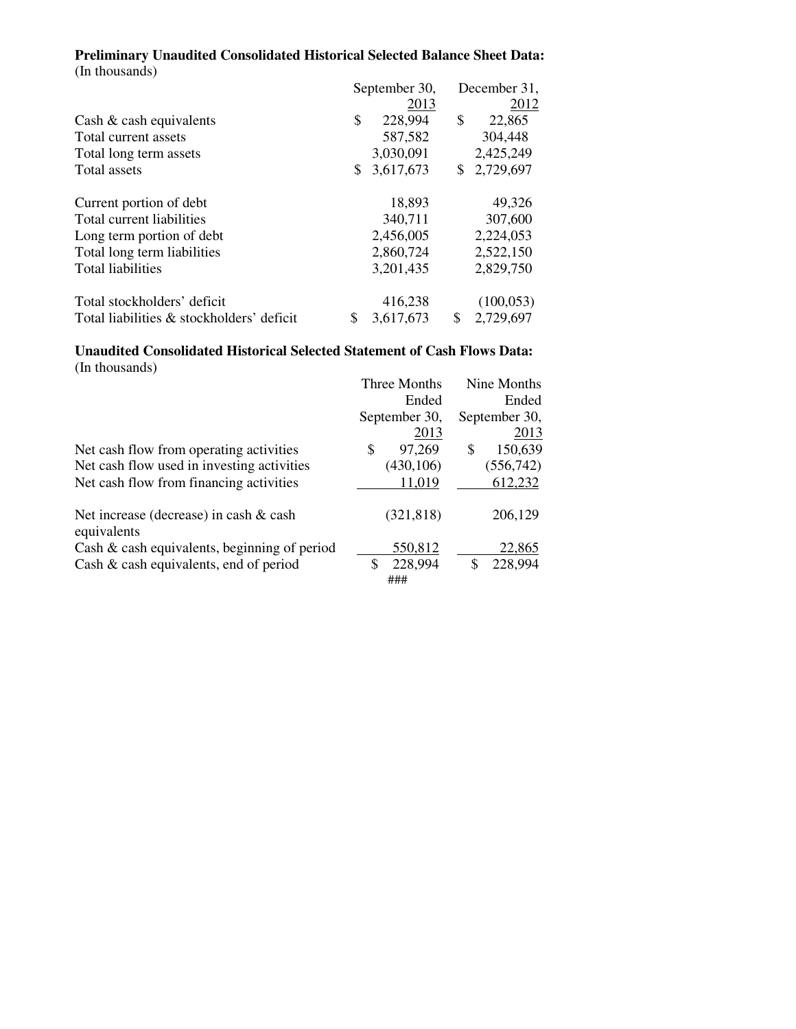**Preliminary Unaudited Consolidated Historical Selected Balance Sheet Data:**
(In thousands)

| | September 30, 2013 | December 31, 2012 |
|---|---|---|
| Cash & cash equivalents | $ 228,994 | $ 22,865 |
| Total current assets | 587,582 | 304,448 |
| Total long term assets | 3,030,091 | 2,425,249 |
| Total assets | $ 3,617,673 | $ 2,729,697 |
| | | |
| Current portion of debt | 18,893 | 49,326 |
| Total current liabilities | 340,711 | 307,600 |
| Long term portion of debt | 2,456,005 | 2,224,053 |
| Total long term liabilities | 2,860,724 | 2,522,150 |
| Total liabilities | 3,201,435 | 2,829,750 |
| | | |
| Total stockholders' deficit | 416,238 | (100,053) |
| Total liabilities & stockholders' deficit | $ 3,617,673 | $ 2,729,697 |

**Unaudited Consolidated Historical Selected Statement of Cash Flows Data:**
(In thousands)

| | Three Months Ended September 30, 2013 | Nine Months Ended September 30, 2013 |
|---|---|---|
| Net cash flow from operating activities | $ 97,269 | $ 150,639 |
| Net cash flow used in investing activities | (430,106) | (556,742) |
| Net cash flow from financing activities | 11,019 | 612,232 |
| | | |
| Net increase (decrease) in cash & cash equivalents | (321,818) | 206,129 |
| Cash & cash equivalents, beginning of period | 550,812 | 22,865 |
| Cash & cash equivalents, end of period | $ 228,994 | $ 228,994 |

###